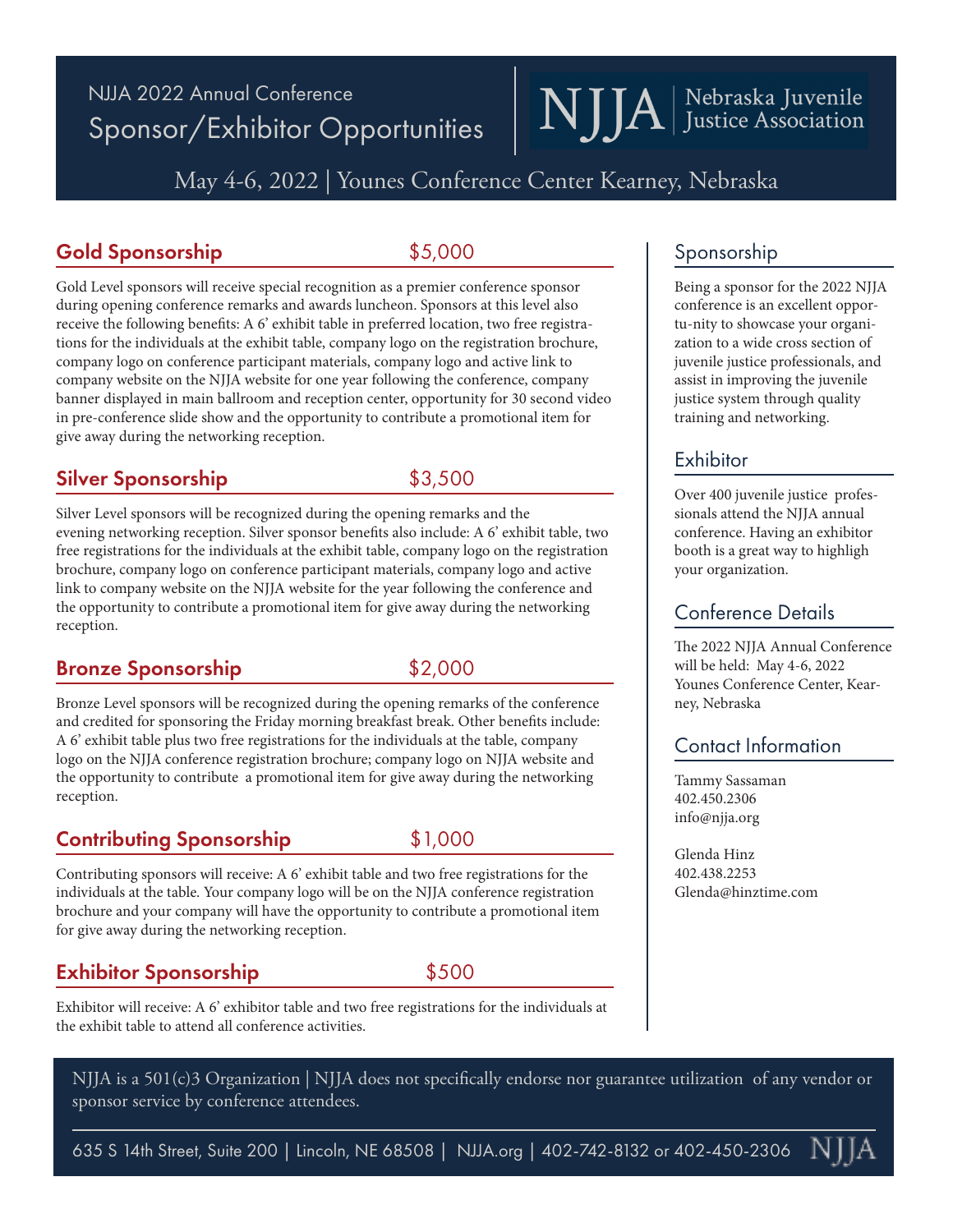# NJJA 2022 Annual Conference

## Sponsor/Exhibitor Opportunities

NJJA | Nebraska Juvenile Justice Association

May 4-6, 2022 | Younes Conference Center Kearney, Nebraska

## Gold Sponsorship — $5,000

Gold Level sponsors will receive special recognition as a premier conference sponsor during opening conference remarks and awards luncheon. Sponsors at this level also receive the following benefits: A 6' exhibit table in preferred location, two free registrations for the individuals at the exhibit table, company logo on the registration brochure, company logo on conference participant materials, company logo and active link to company website on the NJJA website for one year following the conference, company banner displayed in main ballroom and reception center, opportunity for 30 second video in pre-conference slide show and the opportunity to contribute a promotional item for give away during the networking reception.

## Silver Sponsorship — $3,500

Silver Level sponsors will be recognized during the opening remarks and the evening networking reception. Silver sponsor benefits also include: A 6' exhibit table, two free registrations for the individuals at the exhibit table, company logo on the registration brochure, company logo on conference participant materials, company logo and active link to company website on the NJJA website for the year following the conference and the opportunity to contribute a promotional item for give away during the networking reception.

## Bronze Sponsorship — $2,000

Bronze Level sponsors will be recognized during the opening remarks of the conference and credited for sponsoring the Friday morning breakfast break. Other benefits include: A 6' exhibit table plus two free registrations for the individuals at the table, company logo on the NJJA conference registration brochure; company logo on NJJA website and the opportunity to contribute a promotional item for give away during the networking reception.

## Contributing Sponsorship — $1,000

Contributing sponsors will receive: A 6' exhibit table and two free registrations for the individuals at the table. Your company logo will be on the NJJA conference registration brochure and your company will have the opportunity to contribute a promotional item for give away during the networking reception.

## Exhibitor Sponsorship — $500

Exhibitor will receive: A 6' exhibitor table and two free registrations for the individuals at the exhibit table to attend all conference activities.

## Sponsorship

Being a sponsor for the 2022 NJJA conference is an excellent opportu-nity to showcase your organization to a wide cross section of juvenile justice professionals, and assist in improving the juvenile justice system through quality training and networking.

## Exhibitor

Over 400 juvenile justice professionals attend the NJJA annual conference. Having an exhibitor booth is a great way to highligh your organization.

## Conference Details

The 2022 NJJA Annual Conference will be held: May 4-6, 2022 Younes Conference Center, Kearney, Nebraska

## Contact Information

Tammy Sassaman
402.450.2306
info@njja.org

Glenda Hinz
402.438.2253
Glenda@hinztime.com

NJJA is a 501(c)3 Organization | NJJA does not specifically endorse nor guarantee utilization of any vendor or sponsor service by conference attendees.

635 S 14th Street, Suite 200 | Lincoln, NE 68508 | NJJA.org | 402-742-8132 or 402-450-2306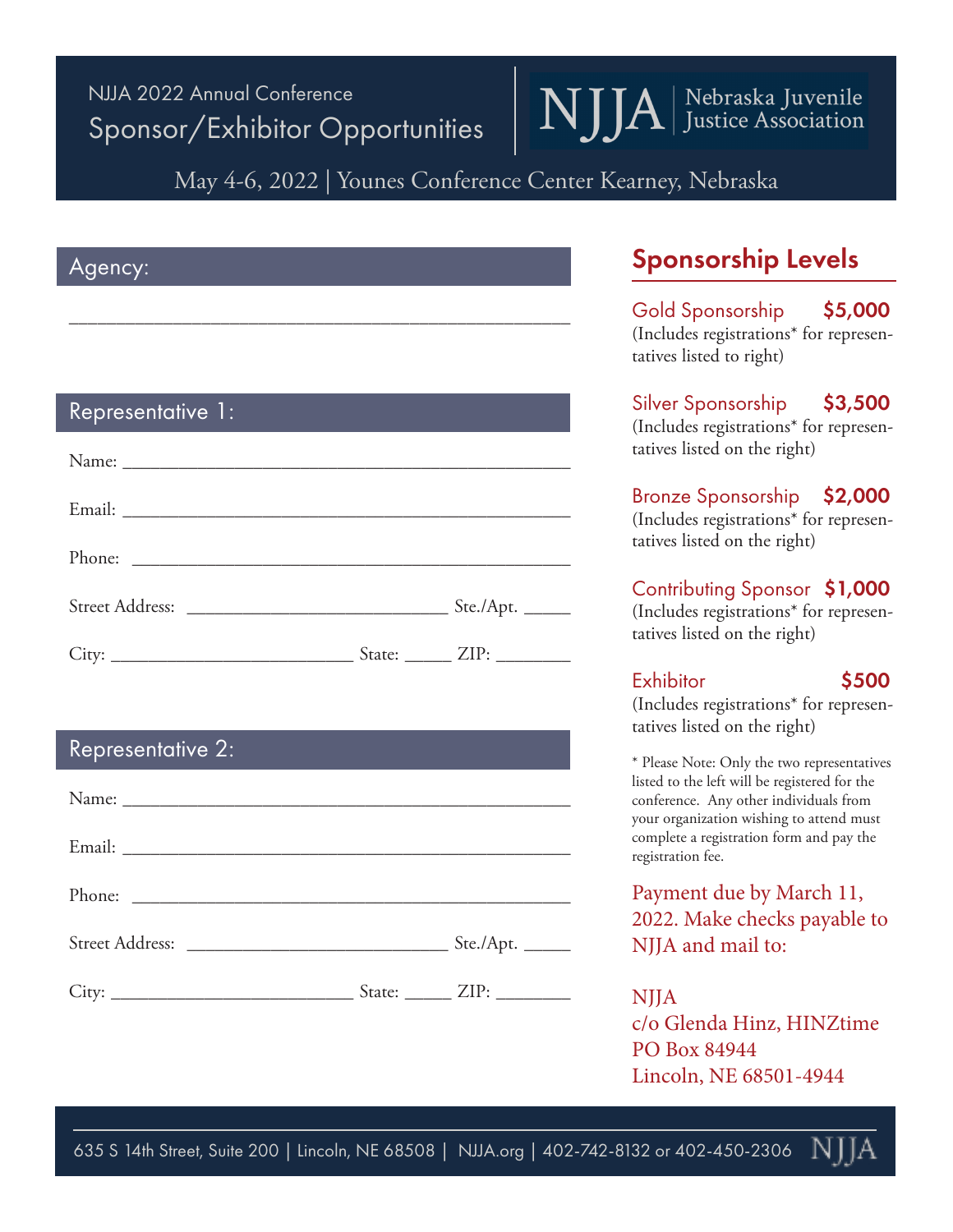NJJA 2022 Annual Conference

# Sponsor/Exhibitor Opportunities

NJJA | Nebraska Juvenile Justice Association

May 4-6, 2022 | Younes Conference Center Kearney, Nebraska

## Agency:

______________________________________________

## Representative 1:

Name: ______________________________________________

Email: ______________________________________________

Phone: ______________________________________________

Street Address: ___________________________ Ste./Apt. _____

City: _______________________ State: _____ ZIP: ________

## Representative 2:

Name: ______________________________________________

Email: ______________________________________________

Phone: ______________________________________________

Street Address: ___________________________ Ste./Apt. _____

City: _______________________ State: _____ ZIP: ________

## Sponsorship Levels

**Gold Sponsorship** **$5,000**
(Includes registrations* for representatives listed to right)

**Silver Sponsorship** **$3,500**
(Includes registrations* for representatives listed on the right)

**Bronze Sponsorship** **$2,000**
(Includes registrations* for representatives listed on the right)

**Contributing Sponsor** **$1,000**
(Includes registrations* for representatives listed on the right)

**Exhibitor** **$500**
(Includes registrations* for representatives listed on the right)

* Please Note: Only the two representatives listed to the left will be registered for the conference. Any other individuals from your organization wishing to attend must complete a registration form and pay the registration fee.

Payment due by March 11, 2022. Make checks payable to NJJA and mail to:

NJJA
c/o Glenda Hinz, HINZtime
PO Box 84944
Lincoln, NE 68501-4944

635 S 14th Street, Suite 200 | Lincoln, NE 68508 | NJJA.org | 402-742-8132 or 402-450-2306 NJJA